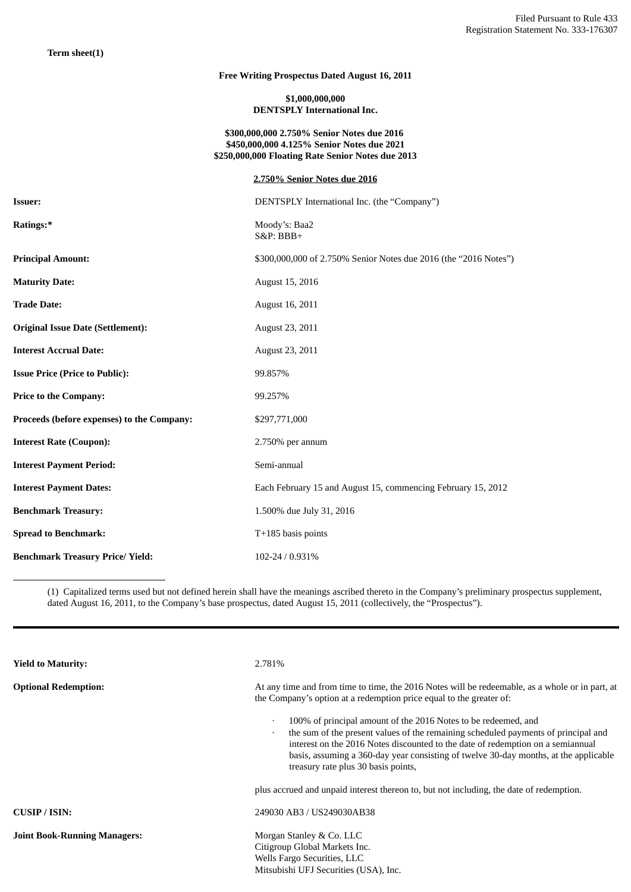Filed Pursuant to Rule 433
Registration Statement No. 333-176307

**Term sheet(1)**

**Free Writing Prospectus Dated August 16, 2011**

**$1,000,000,000**
**DENTSPLY International Inc.**

**$300,000,000 2.750% Senior Notes due 2016**
**$450,000,000 4.125% Senior Notes due 2021**
**$250,000,000 Floating Rate Senior Notes due 2013**

**2.750% Senior Notes due 2016**

| | |
|---|---|
| **Issuer:** | DENTSPLY International Inc. (the "Company") |
| **Ratings:*** | Moody's: Baa2<br>S&P: BBB+ |
| **Principal Amount:** | $300,000,000 of 2.750% Senior Notes due 2016 (the "2016 Notes") |
| **Maturity Date:** | August 15, 2016 |
| **Trade Date:** | August 16, 2011 |
| **Original Issue Date (Settlement):** | August 23, 2011 |
| **Interest Accrual Date:** | August 23, 2011 |
| **Issue Price (Price to Public):** | 99.857% |
| **Price to the Company:** | 99.257% |
| **Proceeds (before expenses) to the Company:** | $297,771,000 |
| **Interest Rate (Coupon):** | 2.750% per annum |
| **Interest Payment Period:** | Semi-annual |
| **Interest Payment Dates:** | Each February 15 and August 15, commencing February 15, 2012 |
| **Benchmark Treasury:** | 1.500% due July 31, 2016 |
| **Spread to Benchmark:** | T+185 basis points |
| **Benchmark Treasury Price/ Yield:** | 102-24 / 0.931% |

(1) Capitalized terms used but not defined herein shall have the meanings ascribed thereto in the Company's preliminary prospectus supplement, dated August 16, 2011, to the Company's base prospectus, dated August 15, 2011 (collectively, the "Prospectus").

| | |
|---|---|
| **Yield to Maturity:** | 2.781% |
| **Optional Redemption:** | At any time and from time to time, the 2016 Notes will be redeemable, as a whole or in part, at the Company's option at a redemption price equal to the greater of:<br>· 100% of principal amount of the 2016 Notes to be redeemed, and<br>· the sum of the present values of the remaining scheduled payments of principal and interest on the 2016 Notes discounted to the date of redemption on a semiannual basis, assuming a 360-day year consisting of twelve 30-day months, at the applicable treasury rate plus 30 basis points,<br>plus accrued and unpaid interest thereon to, but not including, the date of redemption. |
| **CUSIP / ISIN:** | 249030 AB3 / US249030AB38 |
| **Joint Book-Running Managers:** | Morgan Stanley & Co. LLC<br>Citigroup Global Markets Inc.<br>Wells Fargo Securities, LLC<br>Mitsubishi UFJ Securities (USA), Inc. |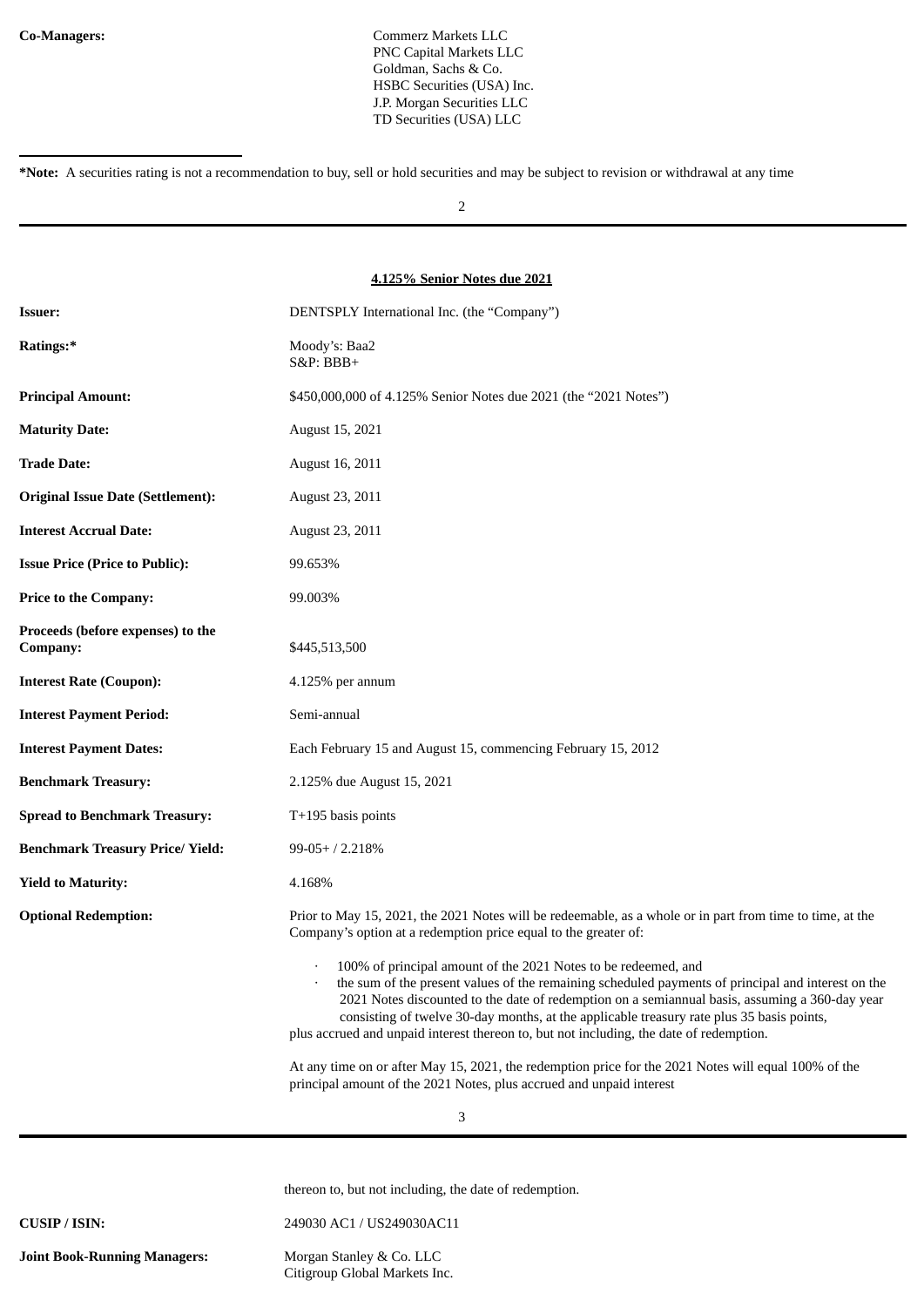| | |
|---|---|
| **Co-Managers:** | Commerz Markets LLC<br>PNC Capital Markets LLC<br>Goldman, Sachs & Co.<br>HSBC Securities (USA) Inc.<br>J.P. Morgan Securities LLC<br>TD Securities (USA) LLC |

---

***Note:** A securities rating is not a recommendation to buy, sell or hold securities and may be subject to revision or withdrawal at any time

## 4.125% Senior Notes due 2021

| | |
|---|---|
| **Issuer:** | DENTSPLY International Inc. (the "Company") |
| **Ratings:*** | Moody's: Baa2<br>S&P: BBB+ |
| **Principal Amount:** | $450,000,000 of 4.125% Senior Notes due 2021 (the "2021 Notes") |
| **Maturity Date:** | August 15, 2021 |
| **Trade Date:** | August 16, 2011 |
| **Original Issue Date (Settlement):** | August 23, 2011 |
| **Interest Accrual Date:** | August 23, 2011 |
| **Issue Price (Price to Public):** | 99.653% |
| **Price to the Company:** | 99.003% |
| **Proceeds (before expenses) to the Company:** | $445,513,500 |
| **Interest Rate (Coupon):** | 4.125% per annum |
| **Interest Payment Period:** | Semi-annual |
| **Interest Payment Dates:** | Each February 15 and August 15, commencing February 15, 2012 |
| **Benchmark Treasury:** | 2.125% due August 15, 2021 |
| **Spread to Benchmark Treasury:** | T+195 basis points |
| **Benchmark Treasury Price/ Yield:** | 99-05+ / 2.218% |
| **Yield to Maturity:** | 4.168% |
| **Optional Redemption:** | Prior to May 15, 2021, the 2021 Notes will be redeemable, as a whole or in part from time to time, at the Company's option at a redemption price equal to the greater of:<br>· 100% of principal amount of the 2021 Notes to be redeemed, and<br>· the sum of the present values of the remaining scheduled payments of principal and interest on the 2021 Notes discounted to the date of redemption on a semiannual basis, assuming a 360-day year consisting of twelve 30-day months, at the applicable treasury rate plus 35 basis points,<br>plus accrued and unpaid interest thereon to, but not including, the date of redemption.<br><br>At any time on or after May 15, 2021, the redemption price for the 2021 Notes will equal 100% of the principal amount of the 2021 Notes, plus accrued and unpaid interest thereon to, but not including, the date of redemption. |
| **CUSIP / ISIN:** | 249030 AC1 / US249030AC11 |
| **Joint Book-Running Managers:** | Morgan Stanley & Co. LLC<br>Citigroup Global Markets Inc. |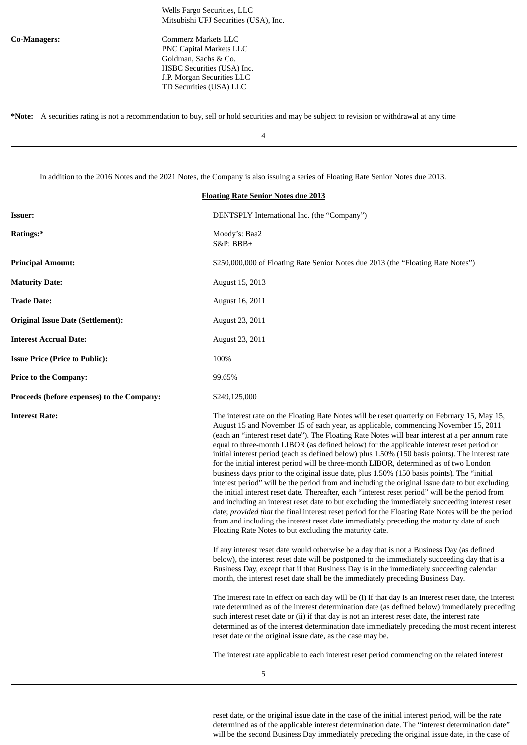| | |
|---|---|
| | Wells Fargo Securities, LLC<br>Mitsubishi UFJ Securities (USA), Inc. |
| **Co-Managers:** | Commerz Markets LLC<br>PNC Capital Markets LLC<br>Goldman, Sachs & Co.<br>HSBC Securities (USA) Inc.<br>J.P. Morgan Securities LLC<br>TD Securities (USA) LLC |

**\*Note:** A securities rating is not a recommendation to buy, sell or hold securities and may be subject to revision or withdrawal at any time

In addition to the 2016 Notes and the 2021 Notes, the Company is also issuing a series of Floating Rate Senior Notes due 2013.

**Floating Rate Senior Notes due 2013**

| | |
|---|---|
| **Issuer:** | DENTSPLY International Inc. (the "Company") |
| **Ratings:\*** | Moody's: Baa2<br>S&P: BBB+ |
| **Principal Amount:** | $250,000,000 of Floating Rate Senior Notes due 2013 (the "Floating Rate Notes") |
| **Maturity Date:** | August 15, 2013 |
| **Trade Date:** | August 16, 2011 |
| **Original Issue Date (Settlement):** | August 23, 2011 |
| **Interest Accrual Date:** | August 23, 2011 |
| **Issue Price (Price to Public):** | 100% |
| **Price to the Company:** | 99.65% |
| **Proceeds (before expenses) to the Company:** | $249,125,000 |
| **Interest Rate:** | The interest rate on the Floating Rate Notes will be reset quarterly on February 15, May 15, August 15 and November 15 of each year, as applicable, commencing November 15, 2011 (each an "interest reset date"). The Floating Rate Notes will bear interest at a per annum rate equal to three-month LIBOR (as defined below) for the applicable interest reset period or initial interest period (each as defined below) plus 1.50% (150 basis points). The interest rate for the initial interest period will be three-month LIBOR, determined as of two London business days prior to the original issue date, plus 1.50% (150 basis points). The "initial interest period" will be the period from and including the original issue date to but excluding the initial interest reset date. Thereafter, each "interest reset period" will be the period from and including an interest reset date to but excluding the immediately succeeding interest reset date; *provided that* the final interest reset period for the Floating Rate Notes will be the period from and including the interest reset date immediately preceding the maturity date of such Floating Rate Notes to but excluding the maturity date.<br><br>If any interest reset date would otherwise be a day that is not a Business Day (as defined below), the interest reset date will be postponed to the immediately succeeding day that is a Business Day, except that if that Business Day is in the immediately succeeding calendar month, the interest reset date shall be the immediately preceding Business Day.<br><br>The interest rate in effect on each day will be (i) if that day is an interest reset date, the interest rate determined as of the interest determination date (as defined below) immediately preceding such interest reset date or (ii) if that day is not an interest reset date, the interest rate determined as of the interest determination date immediately preceding the most recent interest reset date or the original issue date, as the case may be.<br><br>The interest rate applicable to each interest reset period commencing on the related interest reset date, or the original issue date in the case of the initial interest period, will be the rate determined as of the applicable interest determination date. The "interest determination date" will be the second Business Day immediately preceding the original issue date, in the case of |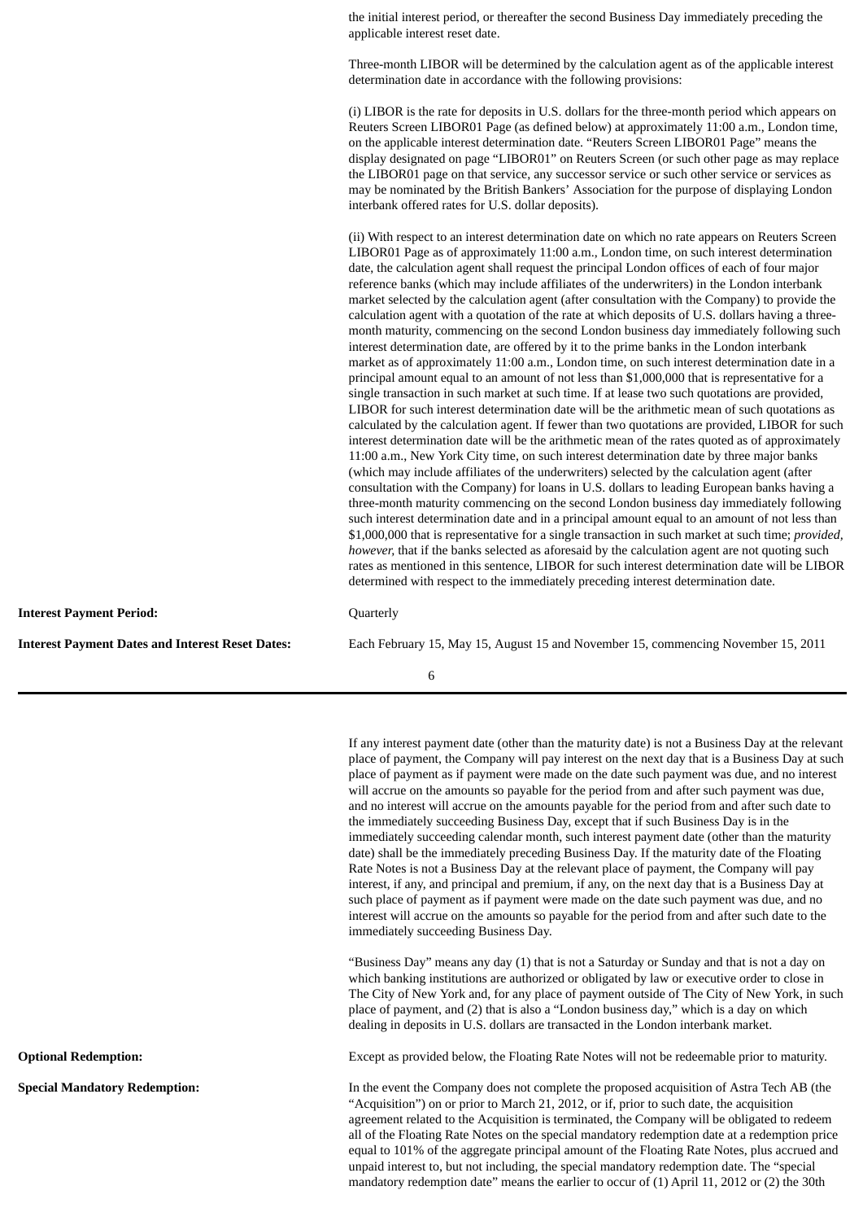the initial interest period, or thereafter the second Business Day immediately preceding the applicable interest reset date.

Three-month LIBOR will be determined by the calculation agent as of the applicable interest determination date in accordance with the following provisions:

(i) LIBOR is the rate for deposits in U.S. dollars for the three-month period which appears on Reuters Screen LIBOR01 Page (as defined below) at approximately 11:00 a.m., London time, on the applicable interest determination date. "Reuters Screen LIBOR01 Page" means the display designated on page "LIBOR01" on Reuters Screen (or such other page as may replace the LIBOR01 page on that service, any successor service or such other service or services as may be nominated by the British Bankers' Association for the purpose of displaying London interbank offered rates for U.S. dollar deposits).

(ii) With respect to an interest determination date on which no rate appears on Reuters Screen LIBOR01 Page as of approximately 11:00 a.m., London time, on such interest determination date, the calculation agent shall request the principal London offices of each of four major reference banks (which may include affiliates of the underwriters) in the London interbank market selected by the calculation agent (after consultation with the Company) to provide the calculation agent with a quotation of the rate at which deposits of U.S. dollars having a three-month maturity, commencing on the second London business day immediately following such interest determination date, are offered by it to the prime banks in the London interbank market as of approximately 11:00 a.m., London time, on such interest determination date in a principal amount equal to an amount of not less than $1,000,000 that is representative for a single transaction in such market at such time. If at lease two such quotations are provided, LIBOR for such interest determination date will be the arithmetic mean of such quotations as calculated by the calculation agent. If fewer than two quotations are provided, LIBOR for such interest determination date will be the arithmetic mean of the rates quoted as of approximately 11:00 a.m., New York City time, on such interest determination date by three major banks (which may include affiliates of the underwriters) selected by the calculation agent (after consultation with the Company) for loans in U.S. dollars to leading European banks having a three-month maturity commencing on the second London business day immediately following such interest determination date and in a principal amount equal to an amount of not less than $1,000,000 that is representative for a single transaction in such market at such time; *provided, however,* that if the banks selected as aforesaid by the calculation agent are not quoting such rates as mentioned in this sentence, LIBOR for such interest determination date will be LIBOR determined with respect to the immediately preceding interest determination date.

**Interest Payment Period:** Quarterly

**Interest Payment Dates and Interest Reset Dates:** Each February 15, May 15, August 15 and November 15, commencing November 15, 2011

If any interest payment date (other than the maturity date) is not a Business Day at the relevant place of payment, the Company will pay interest on the next day that is a Business Day at such place of payment as if payment were made on the date such payment was due, and no interest will accrue on the amounts so payable for the period from and after such payment was due, and no interest will accrue on the amounts payable for the period from and after such date to the immediately succeeding Business Day, except that if such Business Day is in the immediately succeeding calendar month, such interest payment date (other than the maturity date) shall be the immediately preceding Business Day. If the maturity date of the Floating Rate Notes is not a Business Day at the relevant place of payment, the Company will pay interest, if any, and principal and premium, if any, on the next day that is a Business Day at such place of payment as if payment were made on the date such payment was due, and no interest will accrue on the amounts so payable for the period from and after such date to the immediately succeeding Business Day.

"Business Day" means any day (1) that is not a Saturday or Sunday and that is not a day on which banking institutions are authorized or obligated by law or executive order to close in The City of New York and, for any place of payment outside of The City of New York, in such place of payment, and (2) that is also a "London business day," which is a day on which dealing in deposits in U.S. dollars are transacted in the London interbank market.

**Optional Redemption:** Except as provided below, the Floating Rate Notes will not be redeemable prior to maturity.

**Special Mandatory Redemption:** In the event the Company does not complete the proposed acquisition of Astra Tech AB (the "Acquisition") on or prior to March 21, 2012, or if, prior to such date, the acquisition agreement related to the Acquisition is terminated, the Company will be obligated to redeem all of the Floating Rate Notes on the special mandatory redemption date at a redemption price equal to 101% of the aggregate principal amount of the Floating Rate Notes, plus accrued and unpaid interest to, but not including, the special mandatory redemption date. The "special mandatory redemption date" means the earlier to occur of (1) April 11, 2012 or (2) the 30th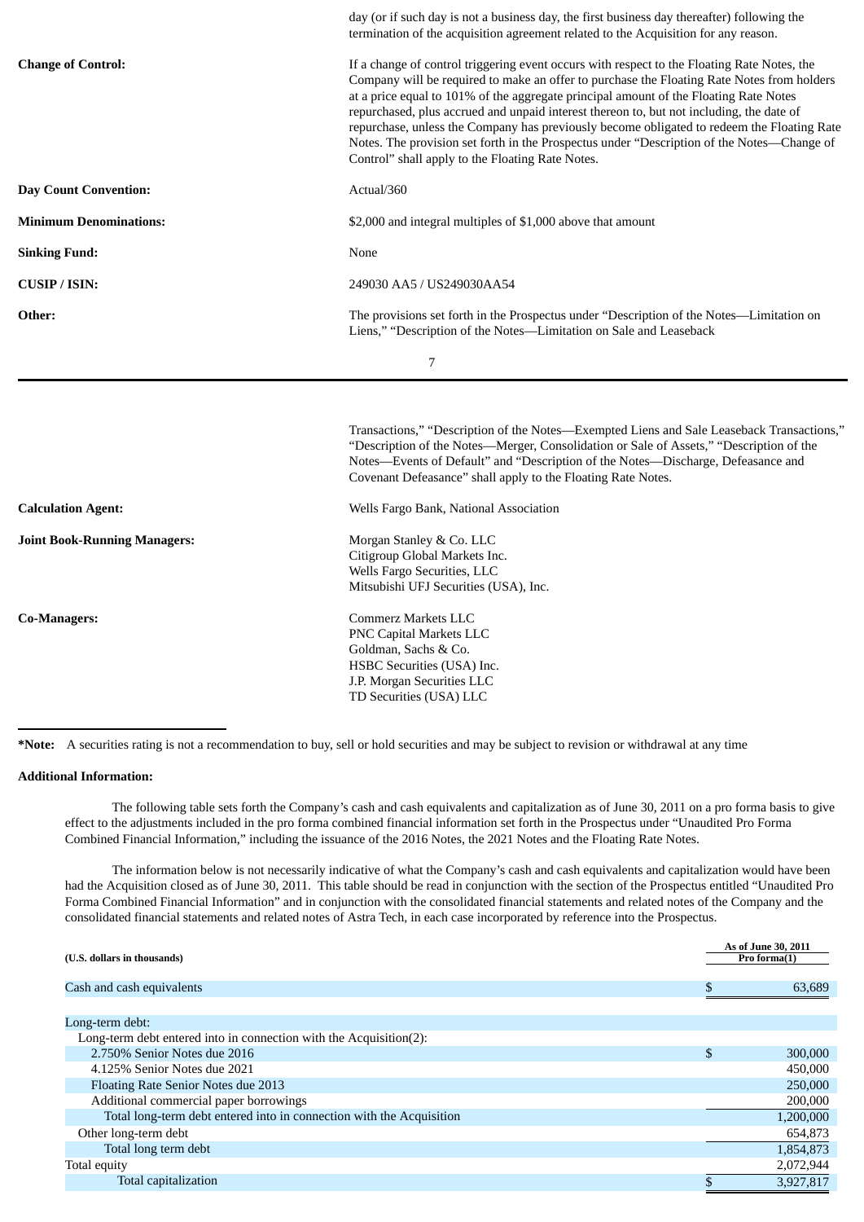| | |
|---|---|
| | day (or if such day is not a business day, the first business day thereafter) following the termination of the acquisition agreement related to the Acquisition for any reason. |
| **Change of Control:** | If a change of control triggering event occurs with respect to the Floating Rate Notes, the Company will be required to make an offer to purchase the Floating Rate Notes from holders at a price equal to 101% of the aggregate principal amount of the Floating Rate Notes repurchased, plus accrued and unpaid interest thereon to, but not including, the date of repurchase, unless the Company has previously become obligated to redeem the Floating Rate Notes. The provision set forth in the Prospectus under "Description of the Notes—Change of Control" shall apply to the Floating Rate Notes. |
| **Day Count Convention:** | Actual/360 |
| **Minimum Denominations:** | $2,000 and integral multiples of $1,000 above that amount |
| **Sinking Fund:** | None |
| **CUSIP / ISIN:** | 249030 AA5 / US249030AA54 |
| **Other:** | The provisions set forth in the Prospectus under "Description of the Notes—Limitation on Liens," "Description of the Notes—Limitation on Sale and Leaseback Transactions," "Description of the Notes—Exempted Liens and Sale Leaseback Transactions," "Description of the Notes—Merger, Consolidation or Sale of Assets," "Description of the Notes—Events of Default" and "Description of the Notes—Discharge, Defeasance and Covenant Defeasance" shall apply to the Floating Rate Notes. |
| **Calculation Agent:** | Wells Fargo Bank, National Association |
| **Joint Book-Running Managers:** | Morgan Stanley & Co. LLC<br>Citigroup Global Markets Inc.<br>Wells Fargo Securities, LLC<br>Mitsubishi UFJ Securities (USA), Inc. |
| **Co-Managers:** | Commerz Markets LLC<br>PNC Capital Markets LLC<br>Goldman, Sachs & Co.<br>HSBC Securities (USA) Inc.<br>J.P. Morgan Securities LLC<br>TD Securities (USA) LLC |

**\*Note:** A securities rating is not a recommendation to buy, sell or hold securities and may be subject to revision or withdrawal at any time

**Additional Information:**

The following table sets forth the Company's cash and cash equivalents and capitalization as of June 30, 2011 on a pro forma basis to give effect to the adjustments included in the pro forma combined financial information set forth in the Prospectus under "Unaudited Pro Forma Combined Financial Information," including the issuance of the 2016 Notes, the 2021 Notes and the Floating Rate Notes.

The information below is not necessarily indicative of what the Company's cash and cash equivalents and capitalization would have been had the Acquisition closed as of June 30, 2011. This table should be read in conjunction with the section of the Prospectus entitled "Unaudited Pro Forma Combined Financial Information" and in conjunction with the consolidated financial statements and related notes of the Company and the consolidated financial statements and related notes of Astra Tech, in each case incorporated by reference into the Prospectus.

| (U.S. dollars in thousands) | As of June 30, 2011 Pro forma(1) |
|---|---|
| Cash and cash equivalents | $ 63,689 |
| Long-term debt: | |
| Long-term debt entered into in connection with the Acquisition(2): | |
| 2.750% Senior Notes due 2016 | $ 300,000 |
| 4.125% Senior Notes due 2021 | 450,000 |
| Floating Rate Senior Notes due 2013 | 250,000 |
| Additional commercial paper borrowings | 200,000 |
| Total long-term debt entered into in connection with the Acquisition | 1,200,000 |
| Other long-term debt | 654,873 |
| Total long term debt | 1,854,873 |
| Total equity | 2,072,944 |
| Total capitalization | $ 3,927,817 |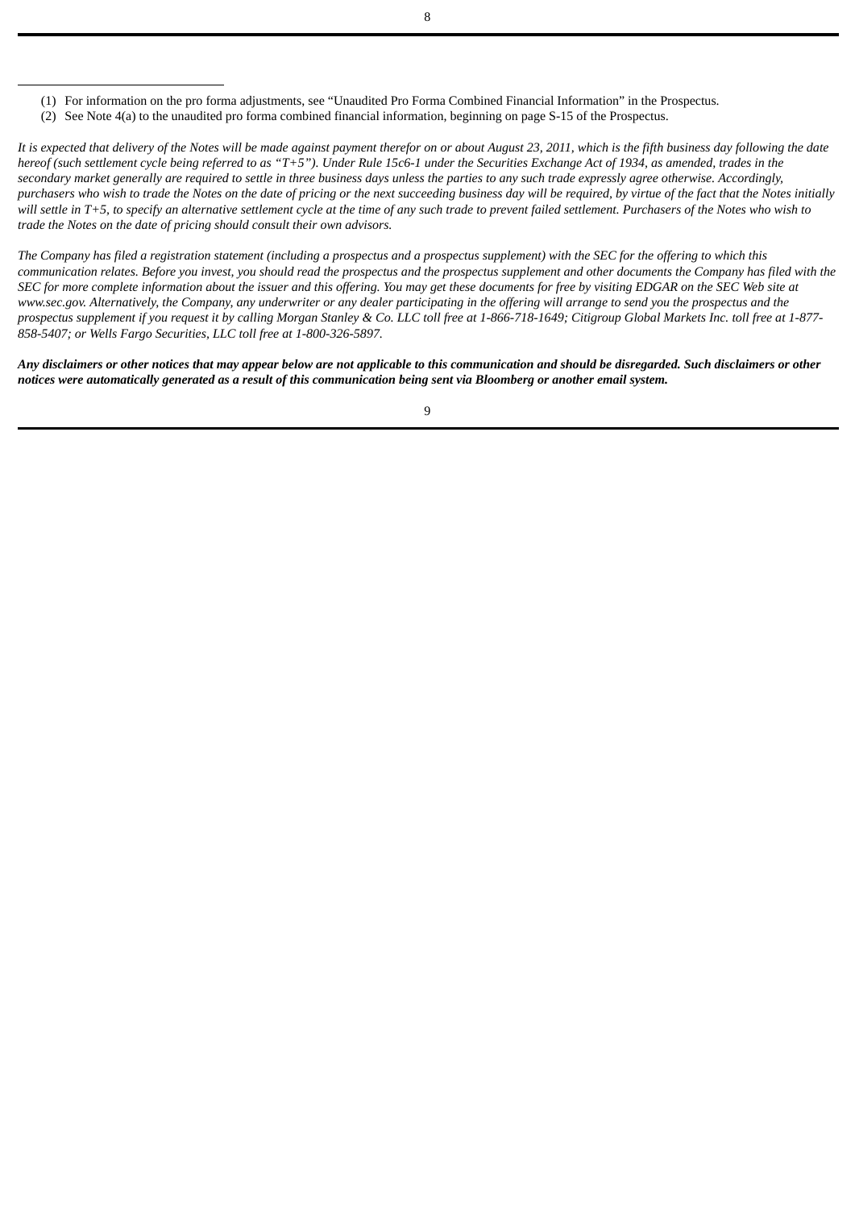(1) For information on the pro forma adjustments, see "Unaudited Pro Forma Combined Financial Information" in the Prospectus.

(2) See Note 4(a) to the unaudited pro forma combined financial information, beginning on page S-15 of the Prospectus.

*It is expected that delivery of the Notes will be made against payment therefor on or about August 23, 2011, which is the fifth business day following the date hereof (such settlement cycle being referred to as "T+5"). Under Rule 15c6-1 under the Securities Exchange Act of 1934, as amended, trades in the secondary market generally are required to settle in three business days unless the parties to any such trade expressly agree otherwise. Accordingly, purchasers who wish to trade the Notes on the date of pricing or the next succeeding business day will be required, by virtue of the fact that the Notes initially will settle in T+5, to specify an alternative settlement cycle at the time of any such trade to prevent failed settlement. Purchasers of the Notes who wish to trade the Notes on the date of pricing should consult their own advisors.*

*The Company has filed a registration statement (including a prospectus and a prospectus supplement) with the SEC for the offering to which this communication relates. Before you invest, you should read the prospectus and the prospectus supplement and other documents the Company has filed with the SEC for more complete information about the issuer and this offering. You may get these documents for free by visiting EDGAR on the SEC Web site at www.sec.gov. Alternatively, the Company, any underwriter or any dealer participating in the offering will arrange to send you the prospectus and the prospectus supplement if you request it by calling Morgan Stanley & Co. LLC toll free at 1-866-718-1649; Citigroup Global Markets Inc. toll free at 1-877-858-5407; or Wells Fargo Securities, LLC toll free at 1-800-326-5897.*

***Any disclaimers or other notices that may appear below are not applicable to this communication and should be disregarded. Such disclaimers or other notices were automatically generated as a result of this communication being sent via Bloomberg or another email system.***